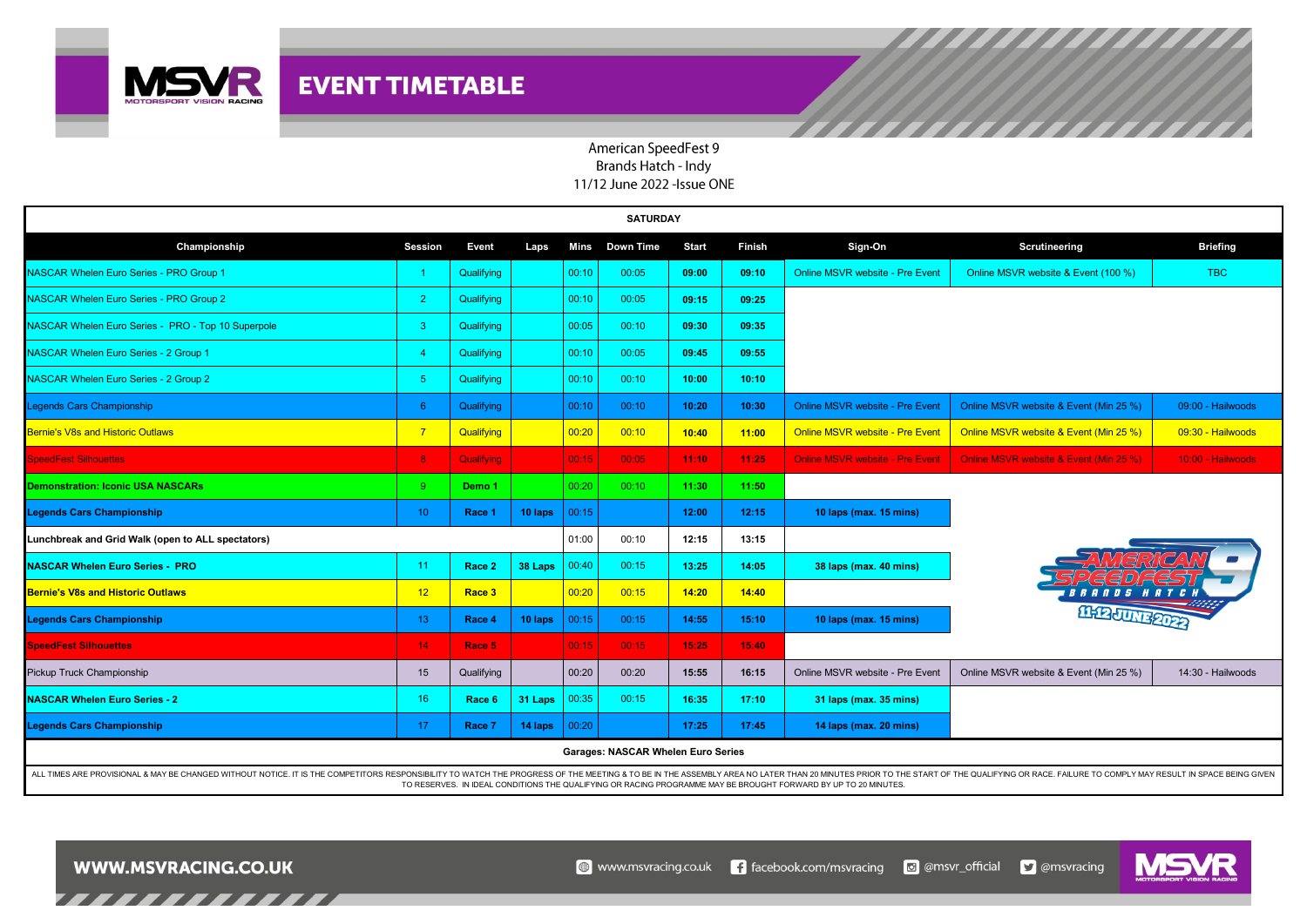# EVENT TIMETABLE

American SpeedFest 9
Brands Hatch - Indy
11/12 June 2022 -Issue ONE

**SATURDAY**

| Championship | Session | Event | Laps | Mins | Down Time | Start | Finish | Sign-On | Scrutineering | Briefing |
|---|---|---|---|---|---|---|---|---|---|---|
| NASCAR Whelen Euro Series - PRO Group 1 | 1 | Qualifying | | 00:10 | 00:05 | 09:00 | 09:10 | Online MSVR website - Pre Event | Online MSVR website & Event (100 %) | TBC |
| NASCAR Whelen Euro Series - PRO Group 2 | 2 | Qualifying | | 00:10 | 00:05 | 09:15 | 09:25 | | | |
| NASCAR Whelen Euro Series - PRO - Top 10 Superpole | 3 | Qualifying | | 00:05 | 00:10 | 09:30 | 09:35 | | | |
| NASCAR Whelen Euro Series - 2 Group 1 | 4 | Qualifying | | 00:10 | 00:05 | 09:45 | 09:55 | | | |
| NASCAR Whelen Euro Series - 2 Group 2 | 5 | Qualifying | | 00:10 | 00:10 | 10:00 | 10:10 | | | |
| Legends Cars Championship | 6 | Qualifying | | 00:10 | 00:10 | 10:20 | 10:30 | Online MSVR website - Pre Event | Online MSVR website & Event (Min 25 %) | 09:00 - Hailwoods |
| Bernie's V8s and Historic Outlaws | 7 | Qualifying | | 00:20 | 00:10 | 10:40 | 11:00 | Online MSVR website - Pre Event | Online MSVR website & Event (Min 25 %) | 09:30 - Hailwoods |
| SpeedFest Silhouettes | 8 | Qualifying | | 00:15 | 00:05 | 11:10 | 11:25 | Online MSVR website - Pre Event | Online MSVR website & Event (Min 25 %) | 10:00 - Hailwoods |
| **Demonstration: Iconic USA NASCARs** | 9 | **Demo 1** | | 00:20 | 00:10 | 11:30 | 11:50 | | | |
| **Legends Cars Championship** | 10 | **Race 1** | **10 laps** | 00:15 | | 12:00 | 12:15 | **10 laps (max. 15 mins)** | | |
| **Lunchbreak and Grid Walk (open to ALL spectators)** | | | | 01:00 | 00:10 | 12:15 | 13:15 | | | |
| **NASCAR Whelen Euro Series - PRO** | 11 | **Race 2** | **38 Laps** | 00:40 | 00:15 | 13:25 | 14:05 | **38 laps (max. 40 mins)** | | |
| **Bernie's V8s and Historic Outlaws** | 12 | **Race 3** | | 00:20 | 00:15 | 14:20 | 14:40 | | | |
| **Legends Cars Championship** | 13 | **Race 4** | **10 laps** | 00:15 | 00:15 | 14:55 | 15:10 | **10 laps (max. 15 mins)** | | |
| **SpeedFest Silhouettes** | 14 | **Race 5** | | 00:15 | 00:15 | 15:25 | 15:40 | | | |
| Pickup Truck Championship | 15 | Qualifying | | 00:20 | 00:20 | 15:55 | 16:15 | Online MSVR website - Pre Event | Online MSVR website & Event (Min 25 %) | 14:30 - Hailwoods |
| **NASCAR Whelen Euro Series - 2** | 16 | **Race 6** | **31 Laps** | 00:35 | 00:15 | 16:35 | 17:10 | **31 laps (max. 35 mins)** | | |
| **Legends Cars Championship** | 17 | **Race 7** | **14 laps** | 00:20 | | 17:25 | 17:45 | **14 laps (max. 20 mins)** | | |

**Garages: NASCAR Whelen Euro Series**

ALL TIMES ARE PROVISIONAL & MAY BE CHANGED WITHOUT NOTICE. IT IS THE COMPETITORS RESPONSIBILITY TO WATCH THE PROGRESS OF THE MEETING & TO BE IN THE ASSEMBLY AREA NO LATER THAN 20 MINUTES PRIOR TO THE START OF THE QUALIFYING OR RACE. FAILURE TO COMPLY MAY RESULT IN SPACE BEING GIVEN TO RESERVES. IN IDEAL CONDITIONS THE QUALIFYING OR RACING PROGRAMME MAY BE BROUGHT FORWARD BY UP TO 20 MINUTES.

WWW.MSVRACING.CO.UK | www.msvracing.co.uk | facebook.com/msvracing | @msvr_official | @msvracing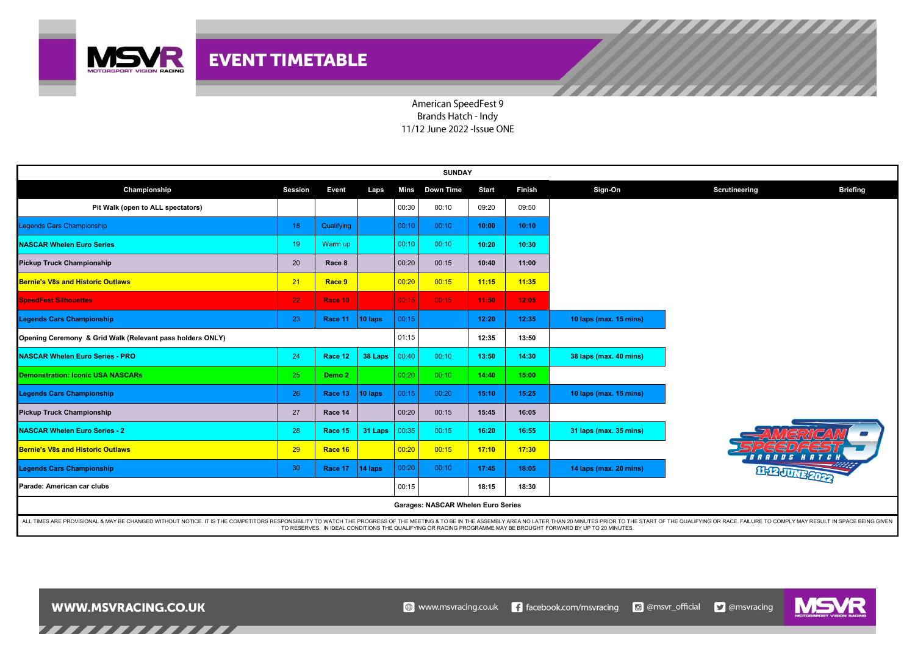# EVENT TIMETABLE

American SpeedFest 9
Brands Hatch - Indy
11/12 June 2022 -Issue ONE

**SUNDAY**

| Championship | Session | Event | Laps | Mins | Down Time | Start | Finish | Sign-On | Scrutineering | Briefing |
|---|---|---|---|---|---|---|---|---|---|---|
| **Pit Walk (open to ALL spectators)** | | | | 00:30 | 00:10 | 09:20 | 09:50 | | | |
| Legends Cars Championship | 18 | Qualifying | | 00:10 | 00:10 | **10:00** | **10:10** | | | |
| **NASCAR Whelen Euro Series** | 19 | Warm up | | 00:10 | 00:10 | **10:20** | **10:30** | | | |
| **Pickup Truck Championship** | 20 | **Race 8** | | 00:20 | 00:15 | **10:40** | **11:00** | | | |
| **Bernie's V8s and Historic Outlaws** | 21 | **Race 9** | | 00:20 | 00:15 | **11:15** | **11:35** | | | |
| **SpeedFest Silhouettes** | 22 | **Race 10** | | 00:15 | 00:15 | **11:50** | **12:05** | | | |
| **Legends Cars Championship** | 23 | **Race 11** | **10 laps** | 00:15 | | **12:20** | **12:35** | **10 laps (max. 15 mins)** | | |
| **Opening Ceremony & Grid Walk (Relevant pass holders ONLY)** | | | | 01:15 | | **12:35** | **13:50** | | | |
| **NASCAR Whelen Euro Series - PRO** | 24 | **Race 12** | **38 Laps** | 00:40 | 00:10 | **13:50** | **14:30** | **38 laps (max. 40 mins)** | | |
| **Demonstration: Iconic USA NASCARs** | 25 | **Demo 2** | | 00:20 | 00:10 | **14:40** | **15:00** | | | |
| **Legends Cars Championship** | 26 | **Race 13** | **10 laps** | 00:15 | 00:20 | **15:10** | **15:25** | **10 laps (max. 15 mins)** | | |
| **Pickup Truck Championship** | 27 | **Race 14** | | 00:20 | 00:15 | **15:45** | **16:05** | | | |
| **NASCAR Whelen Euro Series - 2** | 28 | **Race 15** | **31 Laps** | 00:35 | 00:15 | **16:20** | **16:55** | **31 laps (max. 35 mins)** | | |
| **Bernie's V8s and Historic Outlaws** | 29 | **Race 16** | | 00:20 | 00:15 | **17:10** | **17:30** | | | |
| **Legends Cars Championship** | 30 | **Race 17** | **14 laps** | 00:20 | 00:10 | **17:45** | **18:05** | **14 laps (max. 20 mins)** | | |
| **Parade: American car clubs** | | | | 00:15 | | **18:15** | **18:30** | | | |

**Garages: NASCAR Whelen Euro Series**

ALL TIMES ARE PROVISIONAL & MAY BE CHANGED WITHOUT NOTICE. IT IS THE COMPETITORS RESPONSIBILITY TO WATCH THE PROGRESS OF THE MEETING & TO BE IN THE ASSEMBLY AREA NO LATER THAN 20 MINUTES PRIOR TO THE START OF THE QUALIFYING OR RACE. FAILURE TO COMPLY MAY RESULT IN SPACE BEING GIVEN TO RESERVES. IN IDEAL CONDITIONS THE QUALIFYING OR RACING PROGRAMME MAY BE BROUGHT FORWARD BY UP TO 20 MINUTES.

WWW.MSVRACING.CO.UK

www.msvracing.co.uk facebook.com/msvracing @msvr_official @msvracing